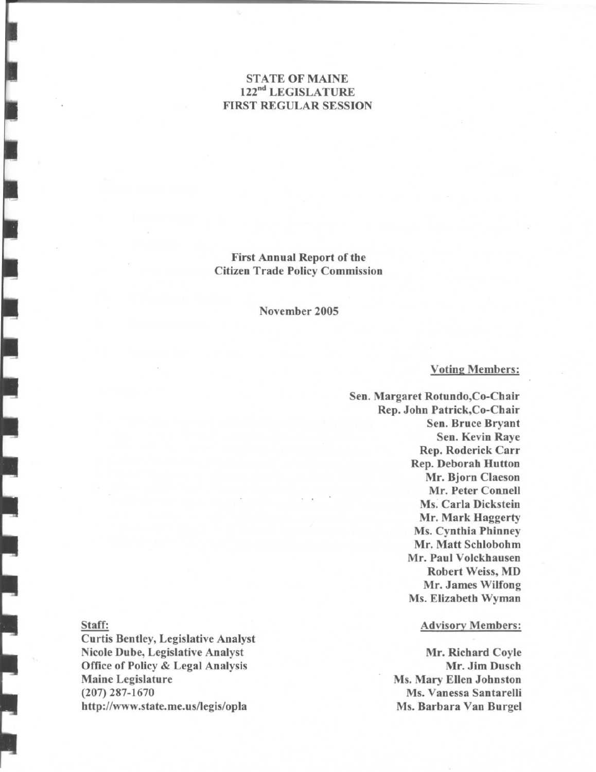**STATE OF MAINE**
**122nd LEGISLATURE**
**FIRST REGULAR SESSION**

# First Annual Report of the Citizen Trade Policy Commission

**November 2005**

**Voting Members:**

**Sen. Margaret Rotundo, Co-Chair**
**Rep. John Patrick, Co-Chair**
**Sen. Bruce Bryant**
**Sen. Kevin Raye**
**Rep. Roderick Carr**
**Rep. Deborah Hutton**
**Mr. Bjorn Claeson**
**Mr. Peter Connell**
**Ms. Carla Dickstein**
**Mr. Mark Haggerty**
**Ms. Cynthia Phinney**
**Mr. Matt Schlobohm**
**Mr. Paul Volckhausen**
**Robert Weiss, MD**
**Mr. James Wilfong**
**Ms. Elizabeth Wyman**

**Staff:**

**Curtis Bentley, Legislative Analyst**
**Nicole Dube, Legislative Analyst**
**Office of Policy & Legal Analysis**
**Maine Legislature**
**(207) 287-1670**
**http://www.state.me.us/legis/opla**

**Advisory Members:**

**Mr. Richard Coyle**
**Mr. Jim Dusch**
**Ms. Mary Ellen Johnston**
**Ms. Vanessa Santarelli**
**Ms. Barbara Van Burgel**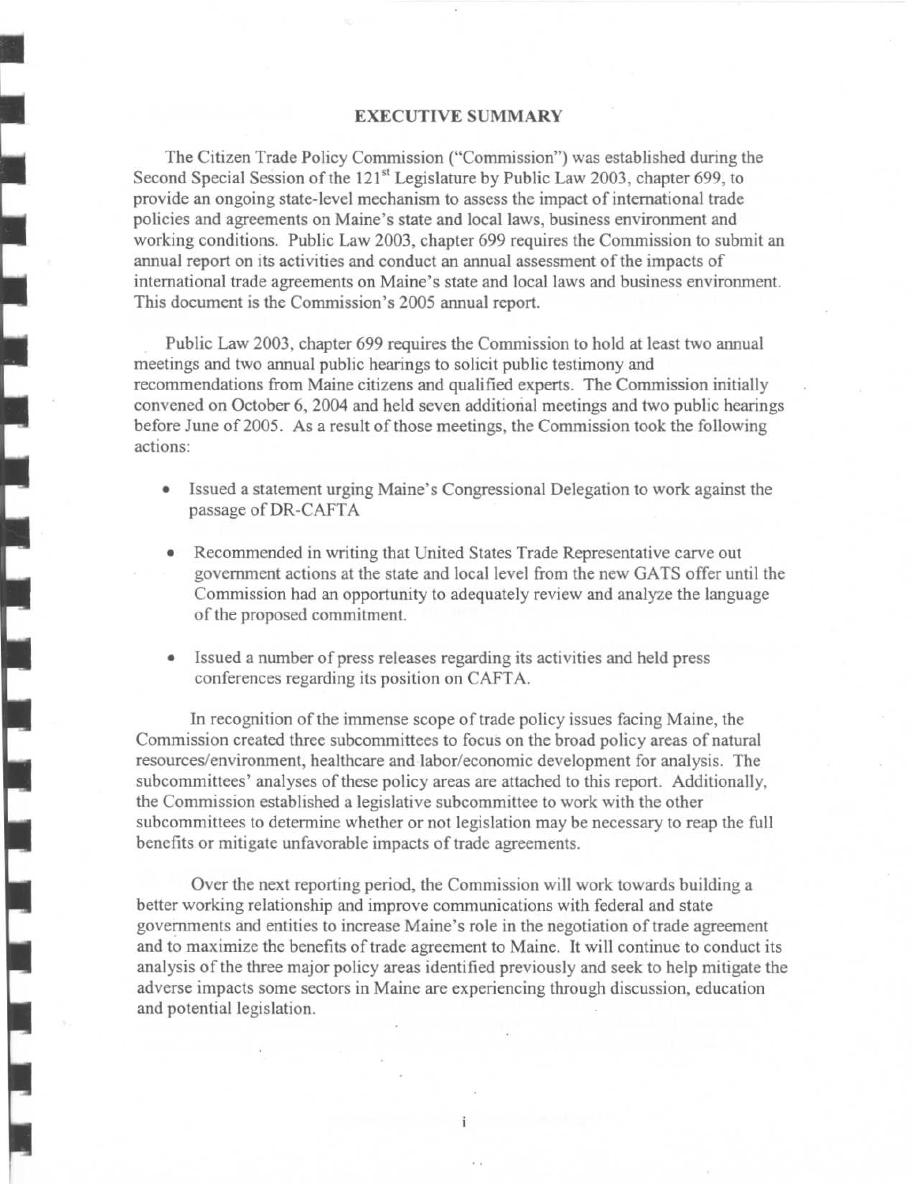## EXECUTIVE SUMMARY

The Citizen Trade Policy Commission ("Commission") was established during the Second Special Session of the 121st Legislature by Public Law 2003, chapter 699, to provide an ongoing state-level mechanism to assess the impact of international trade policies and agreements on Maine's state and local laws, business environment and working conditions. Public Law 2003, chapter 699 requires the Commission to submit an annual report on its activities and conduct an annual assessment of the impacts of international trade agreements on Maine's state and local laws and business environment. This document is the Commission's 2005 annual report.

Public Law 2003, chapter 699 requires the Commission to hold at least two annual meetings and two annual public hearings to solicit public testimony and recommendations from Maine citizens and qualified experts. The Commission initially convened on October 6, 2004 and held seven additional meetings and two public hearings before June of 2005. As a result of those meetings, the Commission took the following actions:

- Issued a statement urging Maine's Congressional Delegation to work against the passage of DR-CAFTA
- Recommended in writing that United States Trade Representative carve out government actions at the state and local level from the new GATS offer until the Commission had an opportunity to adequately review and analyze the language of the proposed commitment.
- Issued a number of press releases regarding its activities and held press conferences regarding its position on CAFTA.

In recognition of the immense scope of trade policy issues facing Maine, the Commission created three subcommittees to focus on the broad policy areas of natural resources/environment, healthcare and labor/economic development for analysis. The subcommittees' analyses of these policy areas are attached to this report. Additionally, the Commission established a legislative subcommittee to work with the other subcommittees to determine whether or not legislation may be necessary to reap the full benefits or mitigate unfavorable impacts of trade agreements.

Over the next reporting period, the Commission will work towards building a better working relationship and improve communications with federal and state governments and entities to increase Maine's role in the negotiation of trade agreement and to maximize the benefits of trade agreement to Maine. It will continue to conduct its analysis of the three major policy areas identified previously and seek to help mitigate the adverse impacts some sectors in Maine are experiencing through discussion, education and potential legislation.